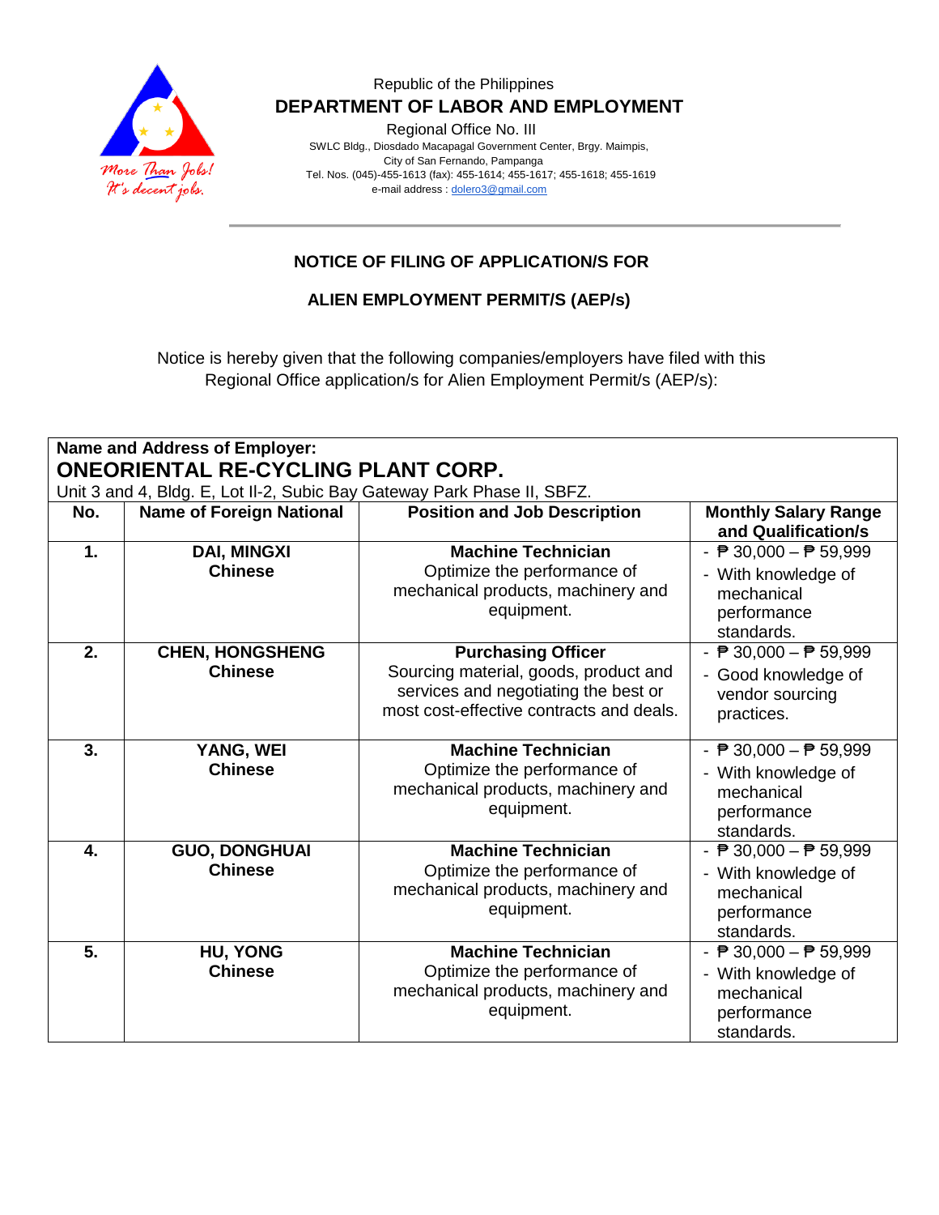Republic of the Philippines

**DEPARTMENT OF LABOR AND EMPLOYMENT**

Regional Office No. III

SWLC Bldg., Diosdado Macapagal Government Center, Brgy. Maimpis, City of San Fernando, Pampanga

Tel. Nos. (045)-455-1613 (fax): 455-1614; 455-1617; 455-1618; 455-1619

e-mail address : dolero3@gmail.com

## NOTICE OF FILING OF APPLICATION/S FOR

## ALIEN EMPLOYMENT PERMIT/S (AEP/s)

Notice is hereby given that the following companies/employers have filed with this Regional Office application/s for Alien Employment Permit/s (AEP/s):

**Name and Address of Employer:**

**ONEORIENTAL RE-CYCLING PLANT CORP.**

Unit 3 and 4, Bldg. E, Lot Il-2, Subic Bay Gateway Park Phase II, SBFZ.

| No. | Name of Foreign National | Position and Job Description | Monthly Salary Range and Qualification/s |
|---|---|---|---|
| **1.** | **DAI, MINGXI**<br>**Chinese** | **Machine Technician**<br>Optimize the performance of mechanical products, machinery and equipment. | - ₱ 30,000 – ₱ 59,999<br>- With knowledge of mechanical performance standards. |
| **2.** | **CHEN, HONGSHENG**<br>**Chinese** | **Purchasing Officer**<br>Sourcing material, goods, product and services and negotiating the best or most cost-effective contracts and deals. | - ₱ 30,000 – ₱ 59,999<br>- Good knowledge of vendor sourcing practices. |
| **3.** | **YANG, WEI**<br>**Chinese** | **Machine Technician**<br>Optimize the performance of mechanical products, machinery and equipment. | - ₱ 30,000 – ₱ 59,999<br>- With knowledge of mechanical performance standards. |
| **4.** | **GUO, DONGHUAI**<br>**Chinese** | **Machine Technician**<br>Optimize the performance of mechanical products, machinery and equipment. | - ₱ 30,000 – ₱ 59,999<br>- With knowledge of mechanical performance standards. |
| **5.** | **HU, YONG**<br>**Chinese** | **Machine Technician**<br>Optimize the performance of mechanical products, machinery and equipment. | - ₱ 30,000 – ₱ 59,999<br>- With knowledge of mechanical performance standards. |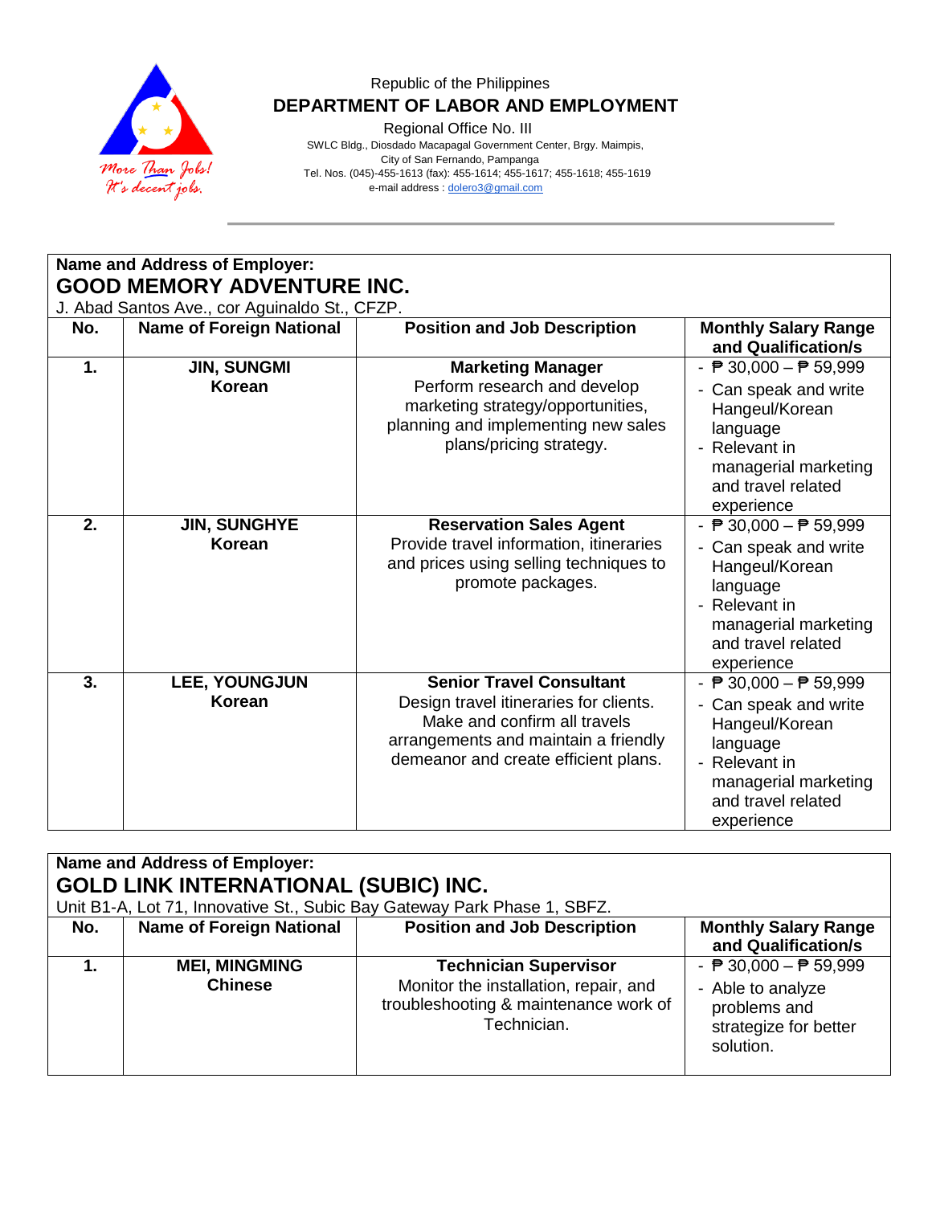Republic of the Philippines

**DEPARTMENT OF LABOR AND EMPLOYMENT**

Regional Office No. III

SWLC Bldg., Diosdado Macapagal Government Center, Brgy. Maimpis, City of San Fernando, Pampanga

Tel. Nos. (045)-455-1613 (fax): 455-1614; 455-1617; 455-1618; 455-1619

e-mail address : dolero3@gmail.com

---

**Name and Address of Employer:**

## GOOD MEMORY ADVENTURE INC.

J. Abad Santos Ave., cor Aguinaldo St., CFZP.

| No. | Name of Foreign National | Position and Job Description | Monthly Salary Range and Qualification/s |
|---|---|---|---|
| **1.** | **JIN, SUNGMI**<br>**Korean** | **Marketing Manager**<br>Perform research and develop marketing strategy/opportunities, planning and implementing new sales plans/pricing strategy. | - ₱ 30,000 – ₱ 59,999<br>- Can speak and write Hangeul/Korean language<br>- Relevant in managerial marketing and travel related experience |
| **2.** | **JIN, SUNGHYE**<br>**Korean** | **Reservation Sales Agent**<br>Provide travel information, itineraries and prices using selling techniques to promote packages. | - ₱ 30,000 – ₱ 59,999<br>- Can speak and write Hangeul/Korean language<br>- Relevant in managerial marketing and travel related experience |
| **3.** | **LEE, YOUNGJUN**<br>**Korean** | **Senior Travel Consultant**<br>Design travel itineraries for clients. Make and confirm all travels arrangements and maintain a friendly demeanor and create efficient plans. | - ₱ 30,000 – ₱ 59,999<br>- Can speak and write Hangeul/Korean language<br>- Relevant in managerial marketing and travel related experience |

**Name and Address of Employer:**

## GOLD LINK INTERNATIONAL (SUBIC) INC.

Unit B1-A, Lot 71, Innovative St., Subic Bay Gateway Park Phase 1, SBFZ.

| No. | Name of Foreign National | Position and Job Description | Monthly Salary Range and Qualification/s |
|---|---|---|---|
| **1.** | **MEI, MINGMING**<br>**Chinese** | **Technician Supervisor**<br>Monitor the installation, repair, and troubleshooting & maintenance work of Technician. | - ₱ 30,000 – ₱ 59,999<br>- Able to analyze problems and strategize for better solution. |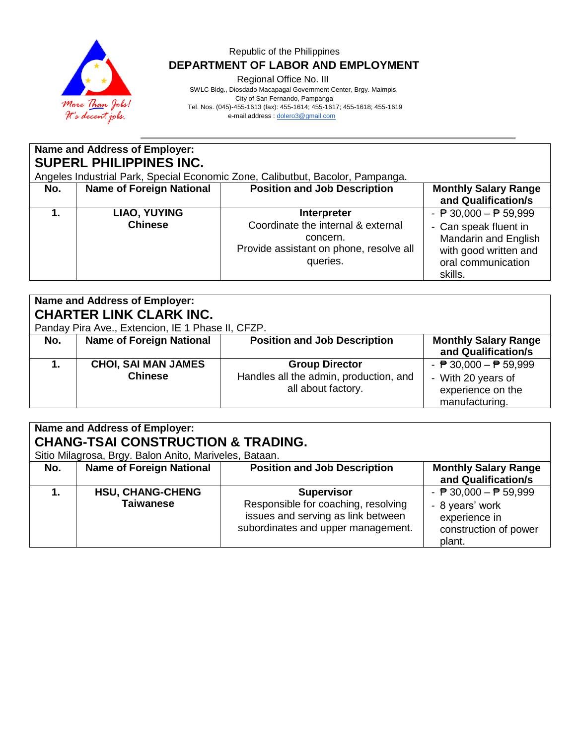Republic of the Philippines
**DEPARTMENT OF LABOR AND EMPLOYMENT**
Regional Office No. III
SWLC Bldg., Diosdado Macapagal Government Center, Brgy. Maimpis,
City of San Fernando, Pampanga
Tel. Nos. (045)-455-1613 (fax): 455-1614; 455-1617; 455-1618; 455-1619
e-mail address : dolero3@gmail.com

**Name and Address of Employer:**
**SUPERL PHILIPPINES INC.**
Angeles Industrial Park, Special Economic Zone, Calibutbut, Bacolor, Pampanga.

| No. | Name of Foreign National | Position and Job Description | Monthly Salary Range and Qualification/s |
|---|---|---|---|
| 1. | **LIAO, YUYING**<br>**Chinese** | **Interpreter**<br>Coordinate the internal & external concern.<br>Provide assistant on phone, resolve all queries. | - ₱ 30,000 – ₱ 59,999<br>- Can speak fluent in Mandarin and English with good written and oral communication skills. |

**Name and Address of Employer:**
**CHARTER LINK CLARK INC.**
Panday Pira Ave., Extencion, IE 1 Phase II, CFZP.

| No. | Name of Foreign National | Position and Job Description | Monthly Salary Range and Qualification/s |
|---|---|---|---|
| 1. | **CHOI, SAI MAN JAMES**<br>**Chinese** | **Group Director**<br>Handles all the admin, production, and all about factory. | - ₱ 30,000 – ₱ 59,999<br>- With 20 years of experience on the manufacturing. |

**Name and Address of Employer:**
**CHANG-TSAI CONSTRUCTION & TRADING.**
Sitio Milagrosa, Brgy. Balon Anito, Mariveles, Bataan.

| No. | Name of Foreign National | Position and Job Description | Monthly Salary Range and Qualification/s |
|---|---|---|---|
| 1. | **HSU, CHANG-CHENG**<br>**Taiwanese** | **Supervisor**<br>Responsible for coaching, resolving issues and serving as link between subordinates and upper management. | - ₱ 30,000 – ₱ 59,999<br>- 8 years' work experience in construction of power plant. |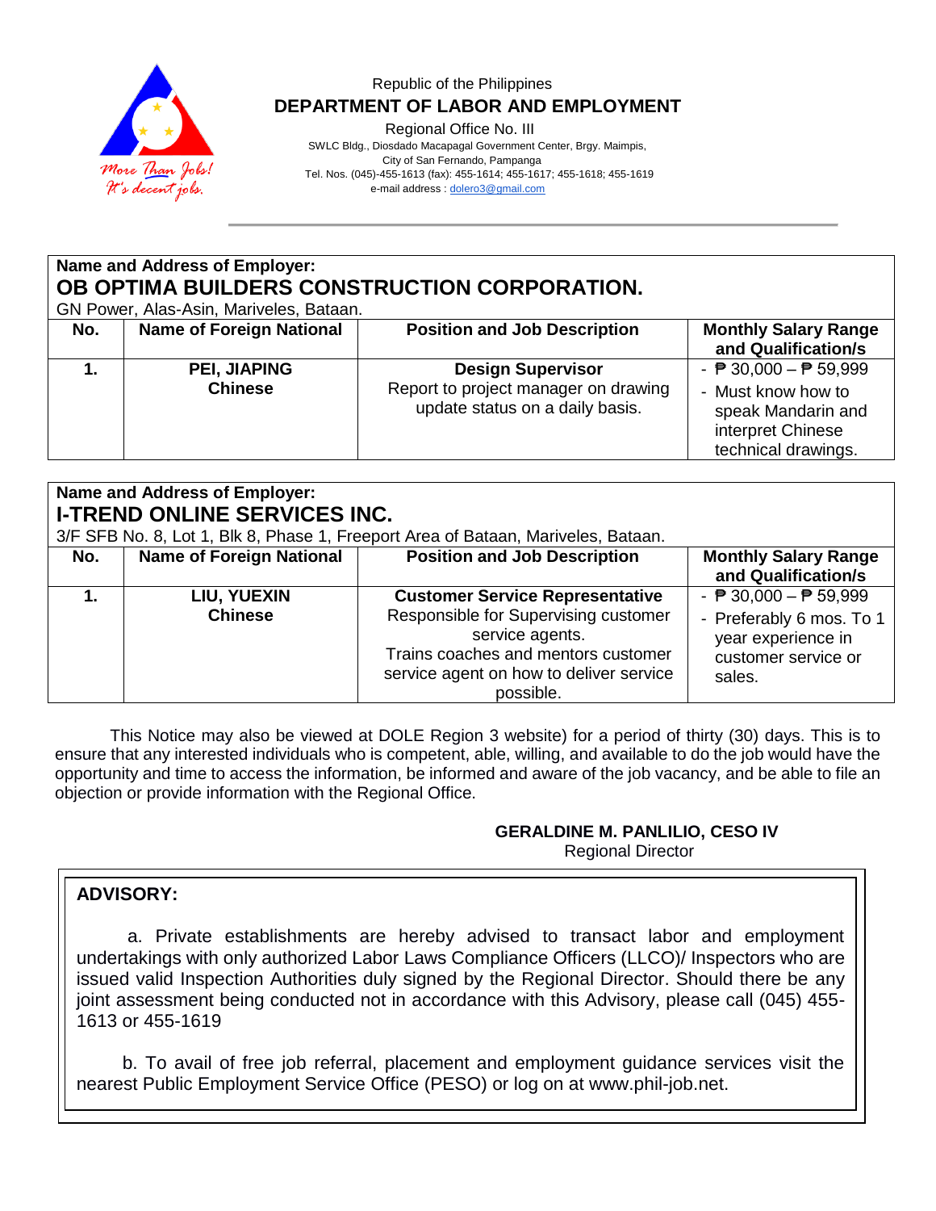Republic of the Philippines

**DEPARTMENT OF LABOR AND EMPLOYMENT**

Regional Office No. III
SWLC Bldg., Diosdado Macapagal Government Center, Brgy. Maimpis,
City of San Fernando, Pampanga
Tel. Nos. (045)-455-1613 (fax): 455-1614; 455-1617; 455-1618; 455-1619
e-mail address : dolero3@gmail.com

**Name and Address of Employer:**
**OB OPTIMA BUILDERS CONSTRUCTION CORPORATION.**
GN Power, Alas-Asin, Mariveles, Bataan.

| No. | Name of Foreign National | Position and Job Description | Monthly Salary Range and Qualification/s |
|---|---|---|---|
| **1.** | **PEI, JIAPING** **Chinese** | **Design Supervisor** Report to project manager on drawing update status on a daily basis. | - ₱ 30,000 – ₱ 59,999 - Must know how to speak Mandarin and interpret Chinese technical drawings. |

**Name and Address of Employer:**
**I-TREND ONLINE SERVICES INC.**
3/F SFB No. 8, Lot 1, Blk 8, Phase 1, Freeport Area of Bataan, Mariveles, Bataan.

| No. | Name of Foreign National | Position and Job Description | Monthly Salary Range and Qualification/s |
|---|---|---|---|
| **1.** | **LIU, YUEXIN** **Chinese** | **Customer Service Representative** Responsible for Supervising customer service agents. Trains coaches and mentors customer service agent on how to deliver service possible. | - ₱ 30,000 – ₱ 59,999 - Preferably 6 mos. To 1 year experience in customer service or sales. |

This Notice may also be viewed at DOLE Region 3 website) for a period of thirty (30) days. This is to ensure that any interested individuals who is competent, able, willing, and available to do the job would have the opportunity and time to access the information, be informed and aware of the job vacancy, and be able to file an objection or provide information with the Regional Office.

**GERALDINE M. PANLILIO, CESO IV**
Regional Director

**ADVISORY:**

a. Private establishments are hereby advised to transact labor and employment undertakings with only authorized Labor Laws Compliance Officers (LLCO)/ Inspectors who are issued valid Inspection Authorities duly signed by the Regional Director. Should there be any joint assessment being conducted not in accordance with this Advisory, please call (045) 455-1613 or 455-1619

b. To avail of free job referral, placement and employment guidance services visit the nearest Public Employment Service Office (PESO) or log on at www.phil-job.net.